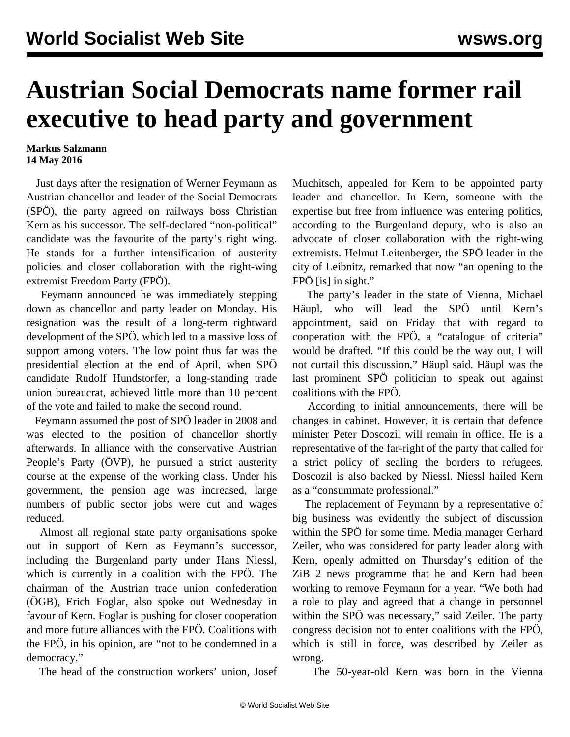# Austrian Social Democrats name former rail executive to head party and government

**Markus Salzmann**
**14 May 2016**

Just days after the resignation of Werner Feymann as Austrian chancellor and leader of the Social Democrats (SPÖ), the party agreed on railways boss Christian Kern as his successor. The self-declared "non-political" candidate was the favourite of the party's right wing. He stands for a further intensification of austerity policies and closer collaboration with the right-wing extremist Freedom Party (FPÖ).

Feymann announced he was immediately stepping down as chancellor and party leader on Monday. His resignation was the result of a long-term rightward development of the SPÖ, which led to a massive loss of support among voters. The low point thus far was the presidential election at the end of April, when SPÖ candidate Rudolf Hundstorfer, a long-standing trade union bureaucrat, achieved little more than 10 percent of the vote and failed to make the second round.

Feymann assumed the post of SPÖ leader in 2008 and was elected to the position of chancellor shortly afterwards. In alliance with the conservative Austrian People's Party (ÖVP), he pursued a strict austerity course at the expense of the working class. Under his government, the pension age was increased, large numbers of public sector jobs were cut and wages reduced.

Almost all regional state party organisations spoke out in support of Kern as Feymann's successor, including the Burgenland party under Hans Niessl, which is currently in a coalition with the FPÖ. The chairman of the Austrian trade union confederation (ÖGB), Erich Foglar, also spoke out Wednesday in favour of Kern. Foglar is pushing for closer cooperation and more future alliances with the FPÖ. Coalitions with the FPÖ, in his opinion, are "not to be condemned in a democracy."

The head of the construction workers' union, Josef Muchitsch, appealed for Kern to be appointed party leader and chancellor. In Kern, someone with the expertise but free from influence was entering politics, according to the Burgenland deputy, who is also an advocate of closer collaboration with the right-wing extremists. Helmut Leitenberger, the SPÖ leader in the city of Leibnitz, remarked that now "an opening to the FPÖ [is] in sight."

The party's leader in the state of Vienna, Michael Häupl, who will lead the SPÖ until Kern's appointment, said on Friday that with regard to cooperation with the FPÖ, a "catalogue of criteria" would be drafted. "If this could be the way out, I will not curtail this discussion," Häupl said. Häupl was the last prominent SPÖ politician to speak out against coalitions with the FPÖ.

According to initial announcements, there will be changes in cabinet. However, it is certain that defence minister Peter Doscozil will remain in office. He is a representative of the far-right of the party that called for a strict policy of sealing the borders to refugees. Doscozil is also backed by Niessl. Niessl hailed Kern as a "consummate professional."

The replacement of Feymann by a representative of big business was evidently the subject of discussion within the SPÖ for some time. Media manager Gerhard Zeiler, who was considered for party leader along with Kern, openly admitted on Thursday's edition of the ZiB 2 news programme that he and Kern had been working to remove Feymann for a year. "We both had a role to play and agreed that a change in personnel within the SPÖ was necessary," said Zeiler. The party congress decision not to enter coalitions with the FPÖ, which is still in force, was described by Zeiler as wrong.

The 50-year-old Kern was born in the Vienna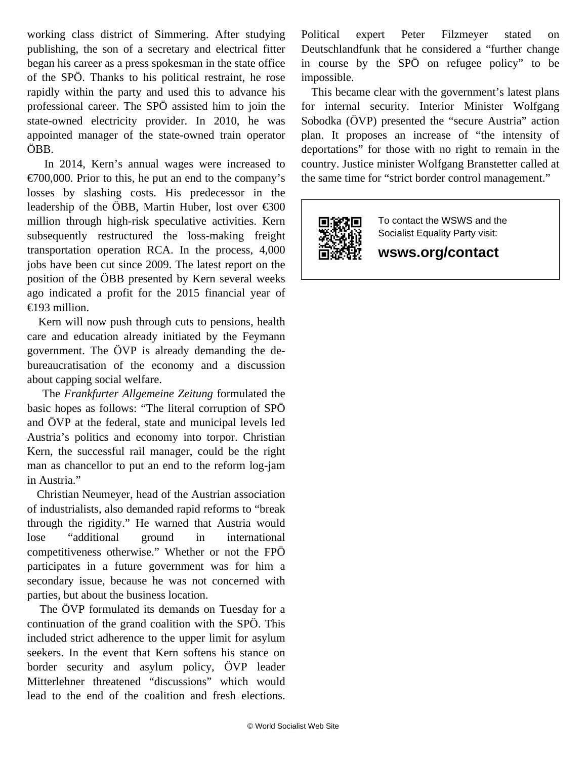working class district of Simmering. After studying publishing, the son of a secretary and electrical fitter began his career as a press spokesman in the state office of the SPÖ. Thanks to his political restraint, he rose rapidly within the party and used this to advance his professional career. The SPÖ assisted him to join the state-owned electricity provider. In 2010, he was appointed manager of the state-owned train operator ÖBB.

In 2014, Kern's annual wages were increased to €700,000. Prior to this, he put an end to the company's losses by slashing costs. His predecessor in the leadership of the ÖBB, Martin Huber, lost over €300 million through high-risk speculative activities. Kern subsequently restructured the loss-making freight transportation operation RCA. In the process, 4,000 jobs have been cut since 2009. The latest report on the position of the ÖBB presented by Kern several weeks ago indicated a profit for the 2015 financial year of €193 million.

Kern will now push through cuts to pensions, health care and education already initiated by the Feymann government. The ÖVP is already demanding the de-bureaucratisation of the economy and a discussion about capping social welfare.

The *Frankfurter Allgemeine Zeitung* formulated the basic hopes as follows: "The literal corruption of SPÖ and ÖVP at the federal, state and municipal levels led Austria's politics and economy into torpor. Christian Kern, the successful rail manager, could be the right man as chancellor to put an end to the reform log-jam in Austria."

Christian Neumeyer, head of the Austrian association of industrialists, also demanded rapid reforms to "break through the rigidity." He warned that Austria would lose "additional ground in international competitiveness otherwise." Whether or not the FPÖ participates in a future government was for him a secondary issue, because he was not concerned with parties, but about the business location.

The ÖVP formulated its demands on Tuesday for a continuation of the grand coalition with the SPÖ. This included strict adherence to the upper limit for asylum seekers. In the event that Kern softens his stance on border security and asylum policy, ÖVP leader Mitterlehner threatened "discussions" which would lead to the end of the coalition and fresh elections. Political expert Peter Filzmeyer stated on Deutschlandfunk that he considered a "further change in course by the SPÖ on refugee policy" to be impossible.

This became clear with the government's latest plans for internal security. Interior Minister Wolfgang Sobodka (ÖVP) presented the "secure Austria" action plan. It proposes an increase of "the intensity of deportations" for those with no right to remain in the country. Justice minister Wolfgang Branstetter called at the same time for "strict border control management."

To contact the WSWS and the Socialist Equality Party visit:

**wsws.org/contact**